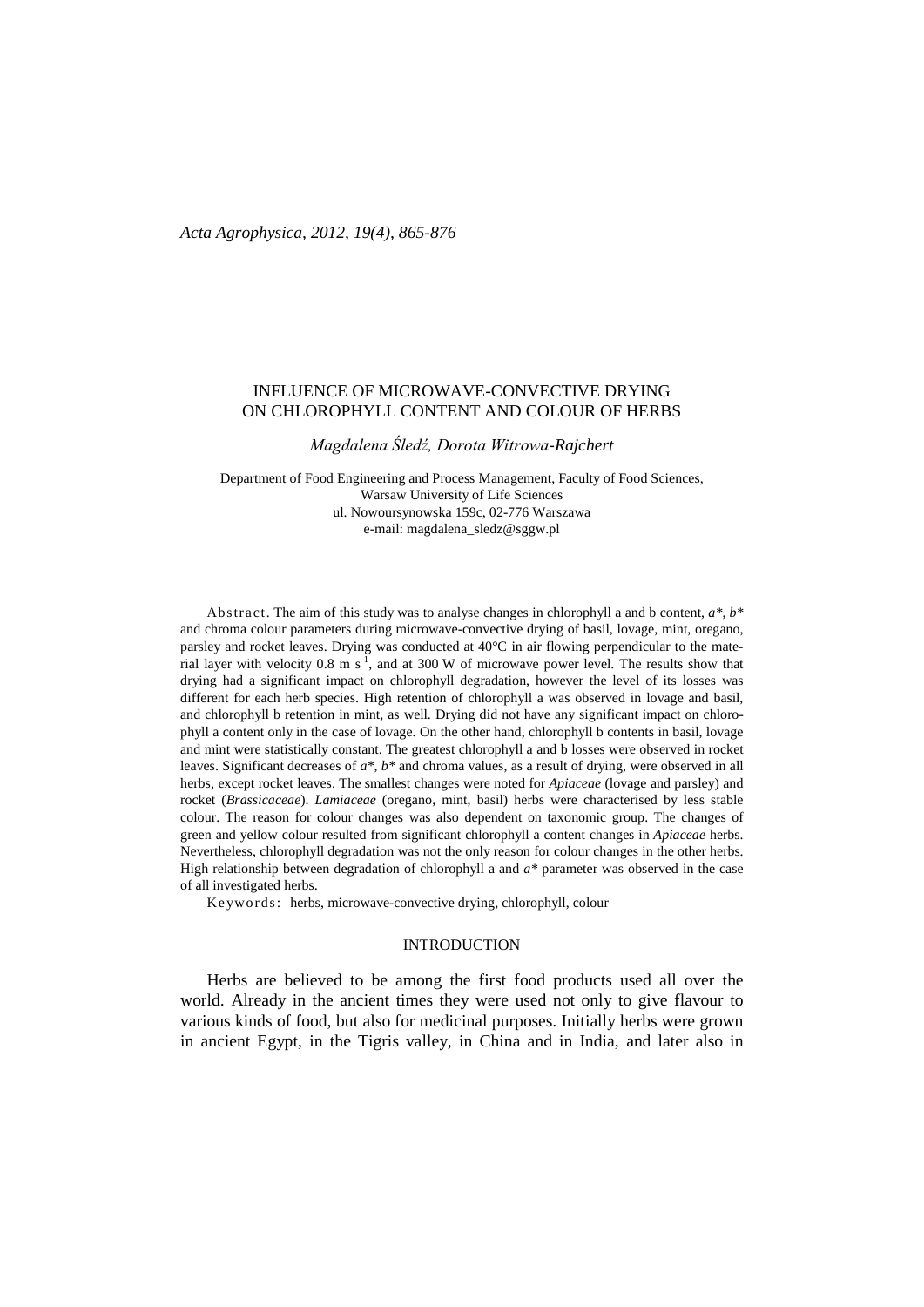# INFLUENCE OF MICROWAVE-CONVECTIVE DRYING ON CHLOROPHYLL CONTENT AND COLOUR OF HERBS

*Magdalena Śledź, Dorota Witrowa-Rajchert*

Department of Food Engineering and Process Management, Faculty of Food Sciences,
Warsaw University of Life Sciences
ul. Nowoursynowska 159c, 02-776 Warszawa
e-mail: magdalena_sledz@sggw.pl

Abstract. The aim of this study was to analyse changes in chlorophyll a and b content, $a^*$, $b^*$ and chroma colour parameters during microwave-convective drying of basil, lovage, mint, oregano, parsley and rocket leaves. Drying was conducted at 40°C in air flowing perpendicular to the material layer with velocity 0.8 m $s^{-1}$, and at 300 W of microwave power level. The results show that drying had a significant impact on chlorophyll degradation, however the level of its losses was different for each herb species. High retention of chlorophyll a was observed in lovage and basil, and chlorophyll b retention in mint, as well. Drying did not have any significant impact on chlorophyll a content only in the case of lovage. On the other hand, chlorophyll b contents in basil, lovage and mint were statistically constant. The greatest chlorophyll a and b losses were observed in rocket leaves. Significant decreases of $a^*$, $b^*$ and chroma values, as a result of drying, were observed in all herbs, except rocket leaves. The smallest changes were noted for *Apiaceae* (lovage and parsley) and rocket (*Brassicaceae*). *Lamiaceae* (oregano, mint, basil) herbs were characterised by less stable colour. The reason for colour changes was also dependent on taxonomic group. The changes of green and yellow colour resulted from significant chlorophyll a content changes in *Apiaceae* herbs. Nevertheless, chlorophyll degradation was not the only reason for colour changes in the other herbs. High relationship between degradation of chlorophyll a and $a^*$ parameter was observed in the case of all investigated herbs.

Keywords: herbs, microwave-convective drying, chlorophyll, colour

## INTRODUCTION

Herbs are believed to be among the first food products used all over the world. Already in the ancient times they were used not only to give flavour to various kinds of food, but also for medicinal purposes. Initially herbs were grown in ancient Egypt, in the Tigris valley, in China and in India, and later also in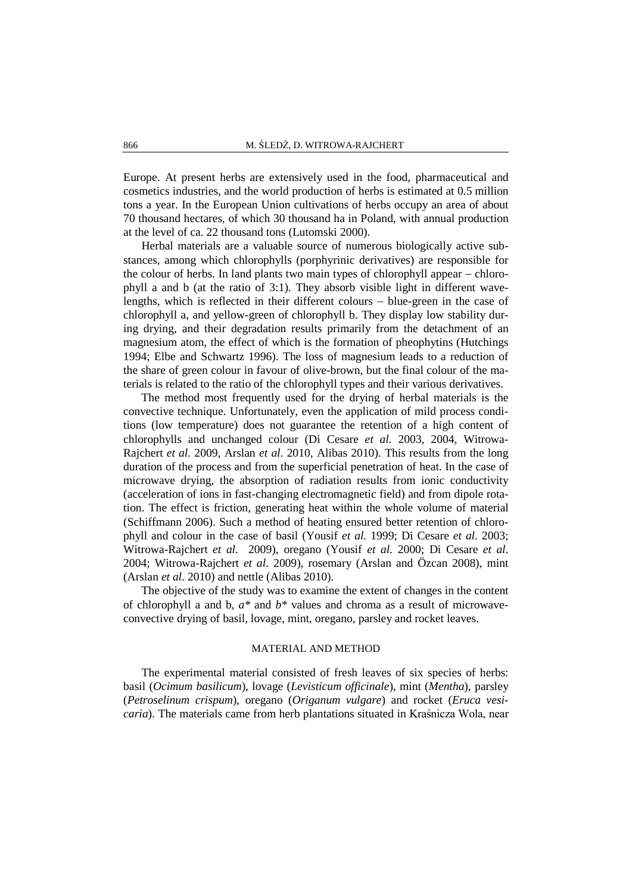Europe. At present herbs are extensively used in the food, pharmaceutical and cosmetics industries, and the world production of herbs is estimated at 0.5 million tons a year. In the European Union cultivations of herbs occupy an area of about 70 thousand hectares, of which 30 thousand ha in Poland, with annual production at the level of ca. 22 thousand tons (Lutomski 2000).

Herbal materials are a valuable source of numerous biologically active substances, among which chlorophylls (porphyrinic derivatives) are responsible for the colour of herbs. In land plants two main types of chlorophyll appear – chlorophyll a and b (at the ratio of 3:1). They absorb visible light in different wavelengths, which is reflected in their different colours – blue-green in the case of chlorophyll a, and yellow-green of chlorophyll b. They display low stability during drying, and their degradation results primarily from the detachment of an magnesium atom, the effect of which is the formation of pheophytins (Hutchings 1994; Elbe and Schwartz 1996). The loss of magnesium leads to a reduction of the share of green colour in favour of olive-brown, but the final colour of the materials is related to the ratio of the chlorophyll types and their various derivatives.

The method most frequently used for the drying of herbal materials is the convective technique. Unfortunately, even the application of mild process conditions (low temperature) does not guarantee the retention of a high content of chlorophylls and unchanged colour (Di Cesare *et al.* 2003, 2004, Witrowa-Rajchert *et al*. 2009, Arslan *et al*. 2010, Alibas 2010). This results from the long duration of the process and from the superficial penetration of heat. In the case of microwave drying, the absorption of radiation results from ionic conductivity (acceleration of ions in fast-changing electromagnetic field) and from dipole rotation. The effect is friction, generating heat within the whole volume of material (Schiffmann 2006). Such a method of heating ensured better retention of chlorophyll and colour in the case of basil (Yousif *et al.* 1999; Di Cesare *et al*. 2003; Witrowa-Rajchert *et al.* 2009), oregano (Yousif *et al*. 2000; Di Cesare *et al*. 2004; Witrowa-Rajchert *et al*. 2009), rosemary (Arslan and Özcan 2008), mint (Arslan *et al*. 2010) and nettle (Alibas 2010).

The objective of the study was to examine the extent of changes in the content of chlorophyll a and b, $a^*$ and $b^*$ values and chroma as a result of microwave-convective drying of basil, lovage, mint, oregano, parsley and rocket leaves.

## MATERIAL AND METHOD

The experimental material consisted of fresh leaves of six species of herbs: basil (*Ocimum basilicum*), lovage (*Levisticum officinale*), mint (*Mentha*), parsley (*Petroselinum crispum*), oregano (*Origanum vulgare*) and rocket (*Eruca vesicaria*). The materials came from herb plantations situated in Kraśnicza Wola, near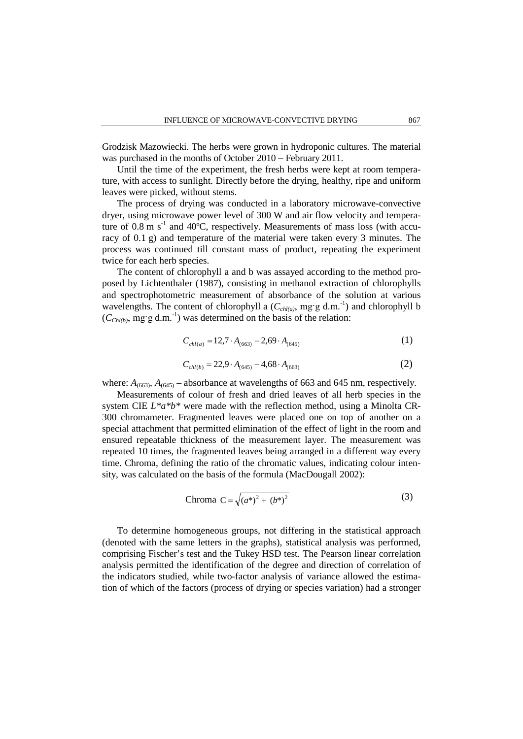Grodzisk Mazowiecki. The herbs were grown in hydroponic cultures. The material was purchased in the months of October 2010 – February 2011.

Until the time of the experiment, the fresh herbs were kept at room temperature, with access to sunlight. Directly before the drying, healthy, ripe and uniform leaves were picked, without stems.

The process of drying was conducted in a laboratory microwave-convective dryer, using microwave power level of 300 W and air flow velocity and temperature of 0.8 m $s^{-1}$ and 40ºC, respectively. Measurements of mass loss (with accuracy of 0.1 g) and temperature of the material were taken every 3 minutes. The process was continued till constant mass of product, repeating the experiment twice for each herb species.

The content of chlorophyll a and b was assayed according to the method proposed by Lichtenthaler (1987), consisting in methanol extraction of chlorophylls and spectrophotometric measurement of absorbance of the solution at various wavelengths. The content of chlorophyll a ($C_{chl(a)}$, mg·g $d.m.^{-1}$) and chlorophyll b ($C_{Chl(b)}$, mg·g $d.m.^{-1}$) was determined on the basis of the relation:

$$C_{chl(a)} = 12{,}7 \cdot A_{(663)} - 2{,}69 \cdot A_{(645)} \tag{1}$$

$$C_{chl(b)} = 22{,}9 \cdot A_{(645)} - 4{,}68 \cdot A_{(663)} \tag{2}$$

where: $A_{(663)}$, $A_{(645)}$ – absorbance at wavelengths of 663 and 645 nm, respectively.

Measurements of colour of fresh and dried leaves of all herb species in the system CIE $L^*a^*b^*$ were made with the reflection method, using a Minolta CR-300 chromameter. Fragmented leaves were placed one on top of another on a special attachment that permitted elimination of the effect of light in the room and ensured repeatable thickness of the measurement layer. The measurement was repeated 10 times, the fragmented leaves being arranged in a different way every time. Chroma, defining the ratio of the chromatic values, indicating colour intensity, was calculated on the basis of the formula (MacDougall 2002):

$$\text{Chroma } C = \sqrt{(a^*)^2 + (b^*)^2} \tag{3}$$

To determine homogeneous groups, not differing in the statistical approach (denoted with the same letters in the graphs), statistical analysis was performed, comprising Fischer's test and the Tukey HSD test. The Pearson linear correlation analysis permitted the identification of the degree and direction of correlation of the indicators studied, while two-factor analysis of variance allowed the estimation of which of the factors (process of drying or species variation) had a stronger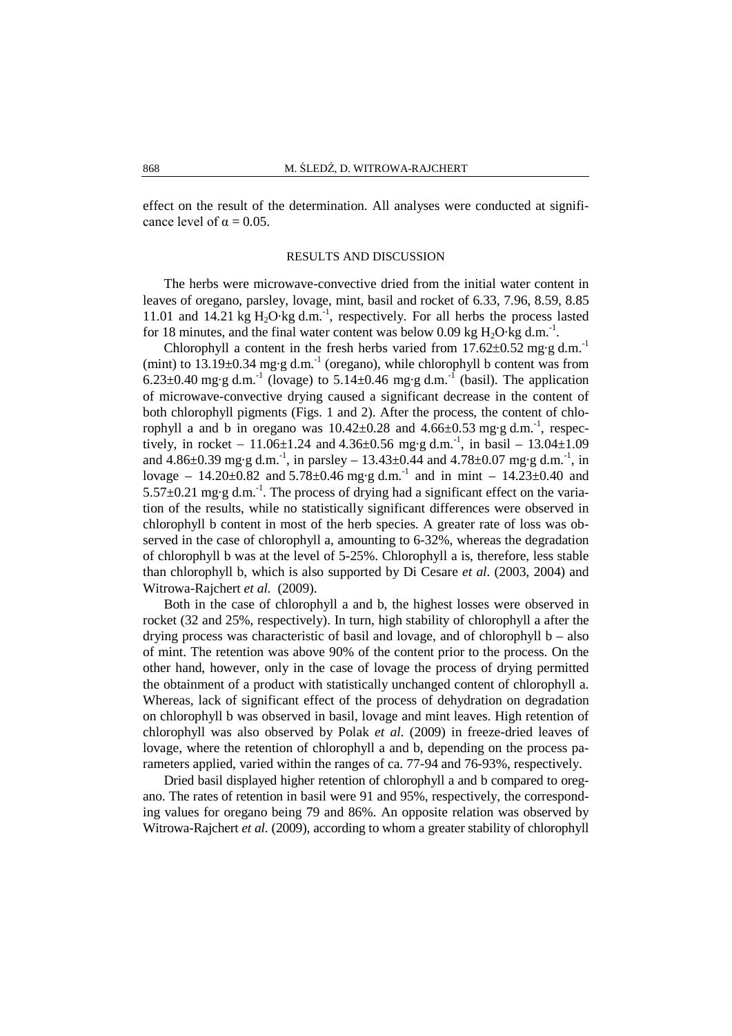effect on the result of the determination. All analyses were conducted at significance level of $\alpha = 0.05$.

## RESULTS AND DISCUSSION

The herbs were microwave-convective dried from the initial water content in leaves of oregano, parsley, lovage, mint, basil and rocket of 6.33, 7.96, 8.59, 8.85 11.01 and 14.21 kg $H_2O$·kg d.m.$^{-1}$, respectively. For all herbs the process lasted for 18 minutes, and the final water content was below 0.09 kg $H_2O$·kg d.m.$^{-1}$.

Chlorophyll a content in the fresh herbs varied from 17.62±0.52 mg·g d.m.$^{-1}$ (mint) to 13.19±0.34 mg·g d.m.$^{-1}$ (oregano), while chlorophyll b content was from 6.23±0.40 mg·g d.m.$^{-1}$ (lovage) to 5.14±0.46 mg·g d.m.$^{-1}$ (basil). The application of microwave-convective drying caused a significant decrease in the content of both chlorophyll pigments (Figs. 1 and 2). After the process, the content of chlorophyll a and b in oregano was 10.42±0.28 and 4.66±0.53 mg·g d.m.$^{-1}$, respectively, in rocket – 11.06±1.24 and 4.36±0.56 mg·g d.m.$^{-1}$, in basil – 13.04±1.09 and 4.86±0.39 mg·g d.m.$^{-1}$, in parsley – 13.43±0.44 and 4.78±0.07 mg·g d.m.$^{-1}$, in lovage – 14.20±0.82 and 5.78±0.46 mg·g d.m.$^{-1}$ and in mint – 14.23±0.40 and 5.57±0.21 mg·g d.m.$^{-1}$. The process of drying had a significant effect on the variation of the results, while no statistically significant differences were observed in chlorophyll b content in most of the herb species. A greater rate of loss was observed in the case of chlorophyll a, amounting to 6-32%, whereas the degradation of chlorophyll b was at the level of 5-25%. Chlorophyll a is, therefore, less stable than chlorophyll b, which is also supported by Di Cesare *et al*. (2003, 2004) and Witrowa-Rajchert *et al.* (2009).

Both in the case of chlorophyll a and b, the highest losses were observed in rocket (32 and 25%, respectively). In turn, high stability of chlorophyll a after the drying process was characteristic of basil and lovage, and of chlorophyll b – also of mint. The retention was above 90% of the content prior to the process. On the other hand, however, only in the case of lovage the process of drying permitted the obtainment of a product with statistically unchanged content of chlorophyll a. Whereas, lack of significant effect of the process of dehydration on degradation on chlorophyll b was observed in basil, lovage and mint leaves. High retention of chlorophyll was also observed by Polak *et al*. (2009) in freeze-dried leaves of lovage, where the retention of chlorophyll a and b, depending on the process parameters applied, varied within the ranges of ca. 77-94 and 76-93%, respectively.

Dried basil displayed higher retention of chlorophyll a and b compared to oregano. The rates of retention in basil were 91 and 95%, respectively, the corresponding values for oregano being 79 and 86%. An opposite relation was observed by Witrowa-Rajchert *et al*. (2009), according to whom a greater stability of chlorophyll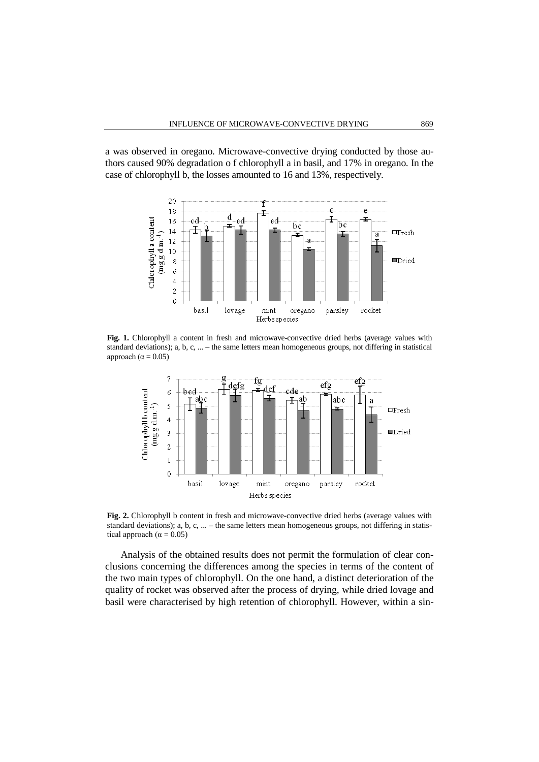a was observed in oregano. Microwave-convective drying conducted by those authors caused 90% degradation o f chlorophyll a in basil, and 17% in oregano. In the case of chlorophyll b, the losses amounted to 16 and 13%, respectively.

**Fig. 1.** Chlorophyll a content in fresh and microwave-convective dried herbs (average values with standard deviations); a, b, c, ... – the same letters mean homogeneous groups, not differing in statistical approach ($\alpha = 0.05$)

**Fig. 2.** Chlorophyll b content in fresh and microwave-convective dried herbs (average values with standard deviations); a, b, c, ... – the same letters mean homogeneous groups, not differing in statistical approach ($\alpha = 0.05$)

Analysis of the obtained results does not permit the formulation of clear conclusions concerning the differences among the species in terms of the content of the two main types of chlorophyll. On the one hand, a distinct deterioration of the quality of rocket was observed after the process of drying, while dried lovage and basil were characterised by high retention of chlorophyll. However, within a sin-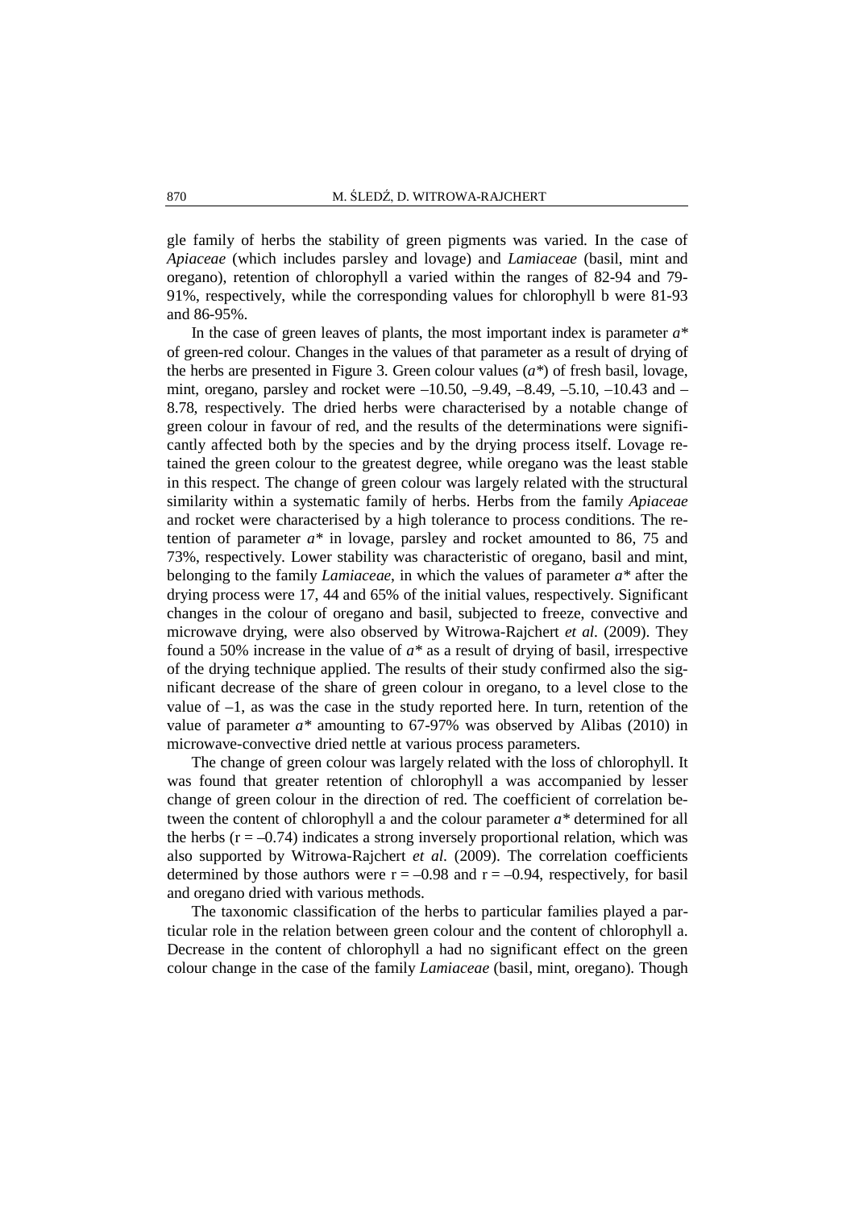gle family of herbs the stability of green pigments was varied. In the case of *Apiaceae* (which includes parsley and lovage) and *Lamiaceae* (basil, mint and oregano), retention of chlorophyll a varied within the ranges of 82-94 and 79-91%, respectively, while the corresponding values for chlorophyll b were 81-93 and 86-95%.

In the case of green leaves of plants, the most important index is parameter $a^*$ of green-red colour. Changes in the values of that parameter as a result of drying of the herbs are presented in Figure 3. Green colour values ($a^*$) of fresh basil, lovage, mint, oregano, parsley and rocket were –10.50, –9.49, –8.49, –5.10, –10.43 and –8.78, respectively. The dried herbs were characterised by a notable change of green colour in favour of red, and the results of the determinations were significantly affected both by the species and by the drying process itself. Lovage retained the green colour to the greatest degree, while oregano was the least stable in this respect. The change of green colour was largely related with the structural similarity within a systematic family of herbs. Herbs from the family *Apiaceae* and rocket were characterised by a high tolerance to process conditions. The retention of parameter $a^*$ in lovage, parsley and rocket amounted to 86, 75 and 73%, respectively. Lower stability was characteristic of oregano, basil and mint, belonging to the family *Lamiaceae*, in which the values of parameter $a^*$ after the drying process were 17, 44 and 65% of the initial values, respectively. Significant changes in the colour of oregano and basil, subjected to freeze, convective and microwave drying, were also observed by Witrowa-Rajchert *et al.* (2009). They found a 50% increase in the value of $a^*$ as a result of drying of basil, irrespective of the drying technique applied. The results of their study confirmed also the significant decrease of the share of green colour in oregano, to a level close to the value of –1, as was the case in the study reported here. In turn, retention of the value of parameter $a^*$ amounting to 67-97% was observed by Alibas (2010) in microwave-convective dried nettle at various process parameters.

The change of green colour was largely related with the loss of chlorophyll. It was found that greater retention of chlorophyll a was accompanied by lesser change of green colour in the direction of red. The coefficient of correlation between the content of chlorophyll a and the colour parameter $a^*$ determined for all the herbs ($r = -0.74$) indicates a strong inversely proportional relation, which was also supported by Witrowa-Rajchert *et al.* (2009). The correlation coefficients determined by those authors were $r = -0.98$ and $r = -0.94$, respectively, for basil and oregano dried with various methods.

The taxonomic classification of the herbs to particular families played a particular role in the relation between green colour and the content of chlorophyll a. Decrease in the content of chlorophyll a had no significant effect on the green colour change in the case of the family *Lamiaceae* (basil, mint, oregano). Though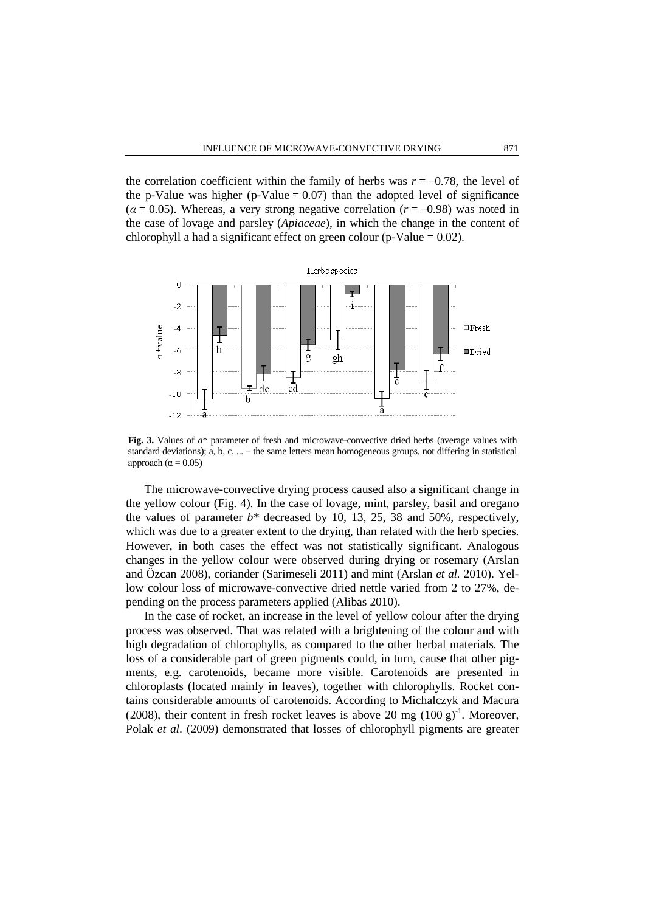the correlation coefficient within the family of herbs was $r = -0.78$, the level of the p-Value was higher (p-Value = 0.07) than the adopted level of significance ($\alpha = 0.05$). Whereas, a very strong negative correlation ($r = -0.98$) was noted in the case of lovage and parsley (*Apiaceae*), in which the change in the content of chlorophyll a had a significant effect on green colour (p-Value = 0.02).

**Fig. 3.** Values of $a^*$ parameter of fresh and microwave-convective dried herbs (average values with standard deviations); a, b, c, ... – the same letters mean homogeneous groups, not differing in statistical approach ($\alpha = 0.05$)

The microwave-convective drying process caused also a significant change in the yellow colour (Fig. 4). In the case of lovage, mint, parsley, basil and oregano the values of parameter $b^*$ decreased by 10, 13, 25, 38 and 50%, respectively, which was due to a greater extent to the drying, than related with the herb species. However, in both cases the effect was not statistically significant. Analogous changes in the yellow colour were observed during drying or rosemary (Arslan and Özcan 2008), coriander (Sarimeseli 2011) and mint (Arslan *et al.* 2010). Yellow colour loss of microwave-convective dried nettle varied from 2 to 27%, depending on the process parameters applied (Alibas 2010).

In the case of rocket, an increase in the level of yellow colour after the drying process was observed. That was related with a brightening of the colour and with high degradation of chlorophylls, as compared to the other herbal materials. The loss of a considerable part of green pigments could, in turn, cause that other pigments, e.g. carotenoids, became more visible. Carotenoids are presented in chloroplasts (located mainly in leaves), together with chlorophylls. Rocket contains considerable amounts of carotenoids. According to Michalczyk and Macura (2008), their content in fresh rocket leaves is above 20 mg $(100\ g)^{-1}$. Moreover, Polak *et al*. (2009) demonstrated that losses of chlorophyll pigments are greater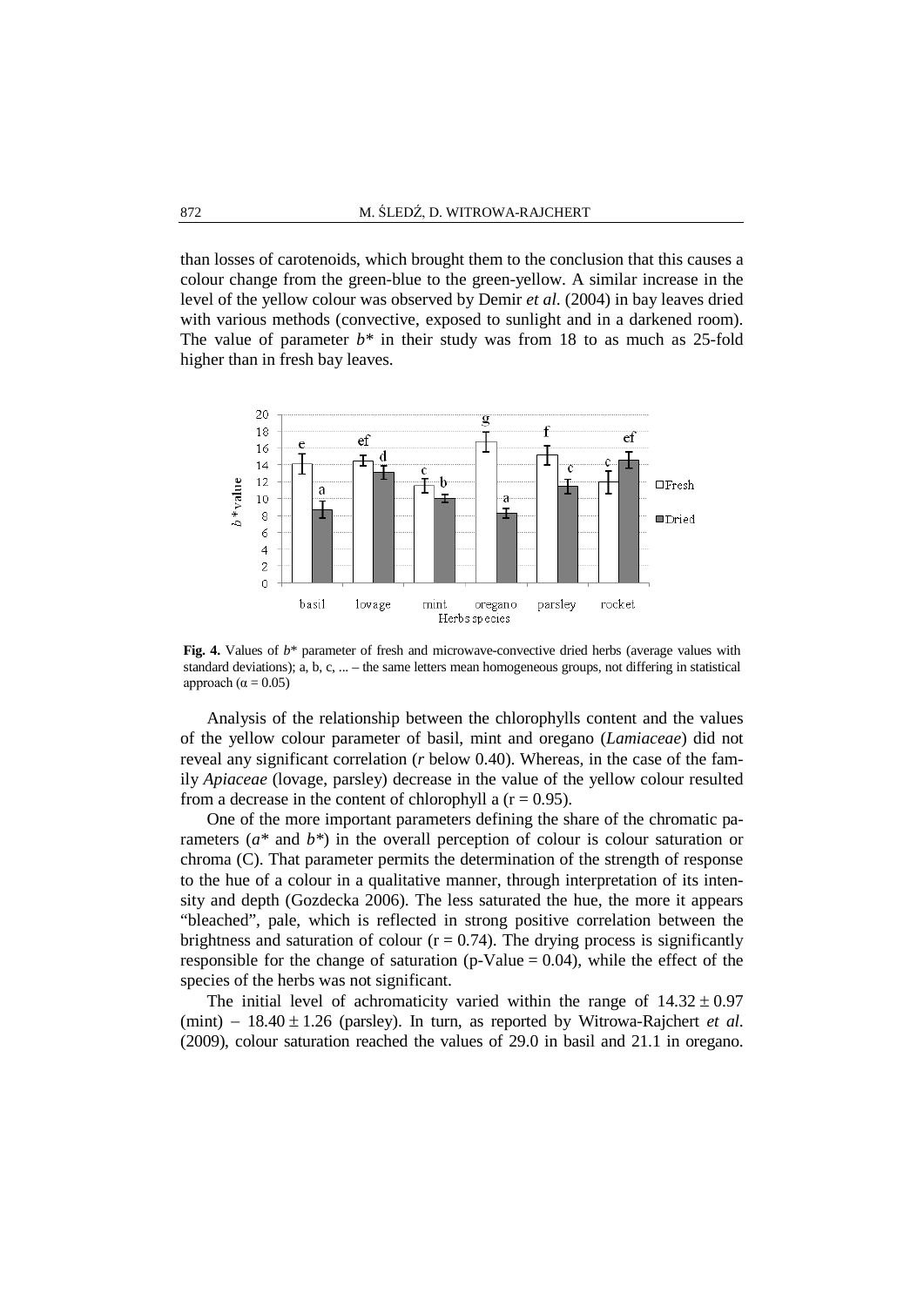than losses of carotenoids, which brought them to the conclusion that this causes a colour change from the green-blue to the green-yellow. A similar increase in the level of the yellow colour was observed by Demir *et al.* (2004) in bay leaves dried with various methods (convective, exposed to sunlight and in a darkened room). The value of parameter $b^*$ in their study was from 18 to as much as 25-fold higher than in fresh bay leaves.

**Fig. 4.** Values of $b^*$ parameter of fresh and microwave-convective dried herbs (average values with standard deviations); a, b, c, ... – the same letters mean homogeneous groups, not differing in statistical approach ($\alpha = 0.05$)

Analysis of the relationship between the chlorophylls content and the values of the yellow colour parameter of basil, mint and oregano (*Lamiaceae*) did not reveal any significant correlation ($r$ below 0.40). Whereas, in the case of the family *Apiaceae* (lovage, parsley) decrease in the value of the yellow colour resulted from a decrease in the content of chlorophyll a ($r = 0.95$).

One of the more important parameters defining the share of the chromatic parameters ($a^*$ and $b^*$) in the overall perception of colour is colour saturation or chroma (C). That parameter permits the determination of the strength of response to the hue of a colour in a qualitative manner, through interpretation of its intensity and depth (Gozdecka 2006). The less saturated the hue, the more it appears "bleached", pale, which is reflected in strong positive correlation between the brightness and saturation of colour ($r = 0.74$). The drying process is significantly responsible for the change of saturation (p-Value = 0.04), while the effect of the species of the herbs was not significant.

The initial level of achromaticity varied within the range of $14.32 \pm 0.97$ (mint) – $18.40 \pm 1.26$ (parsley). In turn, as reported by Witrowa-Rajchert *et al.* (2009), colour saturation reached the values of 29.0 in basil and 21.1 in oregano.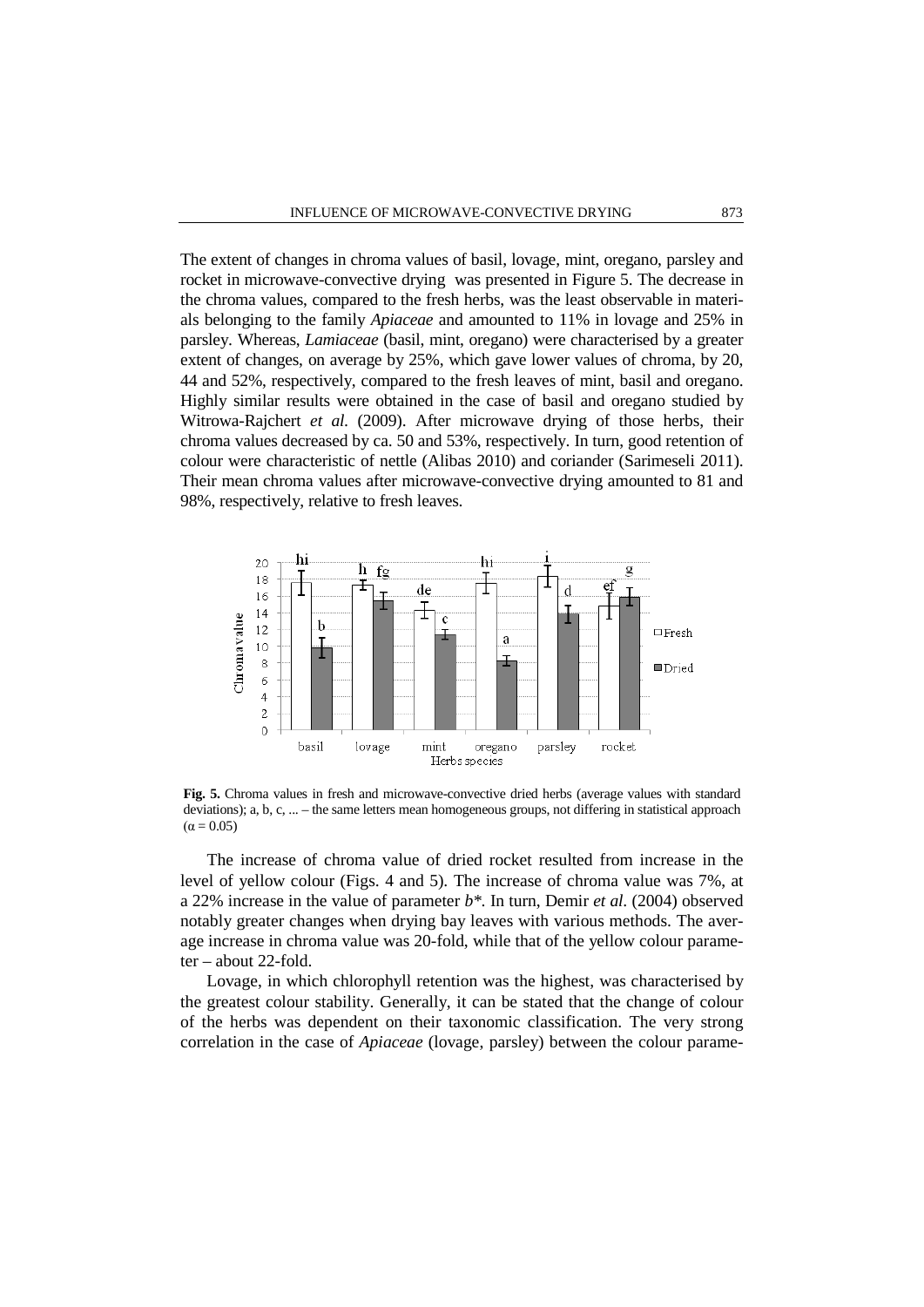The extent of changes in chroma values of basil, lovage, mint, oregano, parsley and rocket in microwave-convective drying was presented in Figure 5. The decrease in the chroma values, compared to the fresh herbs, was the least observable in materials belonging to the family *Apiaceae* and amounted to 11% in lovage and 25% in parsley. Whereas, *Lamiaceae* (basil, mint, oregano) were characterised by a greater extent of changes, on average by 25%, which gave lower values of chroma, by 20, 44 and 52%, respectively, compared to the fresh leaves of mint, basil and oregano. Highly similar results were obtained in the case of basil and oregano studied by Witrowa-Rajchert *et al.* (2009). After microwave drying of those herbs, their chroma values decreased by ca. 50 and 53%, respectively. In turn, good retention of colour were characteristic of nettle (Alibas 2010) and coriander (Sarimeseli 2011). Their mean chroma values after microwave-convective drying amounted to 81 and 98%, respectively, relative to fresh leaves.

**Fig. 5.** Chroma values in fresh and microwave-convective dried herbs (average values with standard deviations); a, b, c, ... – the same letters mean homogeneous groups, not differing in statistical approach ($\alpha = 0.05$)

The increase of chroma value of dried rocket resulted from increase in the level of yellow colour (Figs. 4 and 5). The increase of chroma value was 7%, at a 22% increase in the value of parameter $b^*$. In turn, Demir *et al.* (2004) observed notably greater changes when drying bay leaves with various methods. The average increase in chroma value was 20-fold, while that of the yellow colour parameter – about 22-fold.

Lovage, in which chlorophyll retention was the highest, was characterised by the greatest colour stability. Generally, it can be stated that the change of colour of the herbs was dependent on their taxonomic classification. The very strong correlation in the case of *Apiaceae* (lovage, parsley) between the colour parame-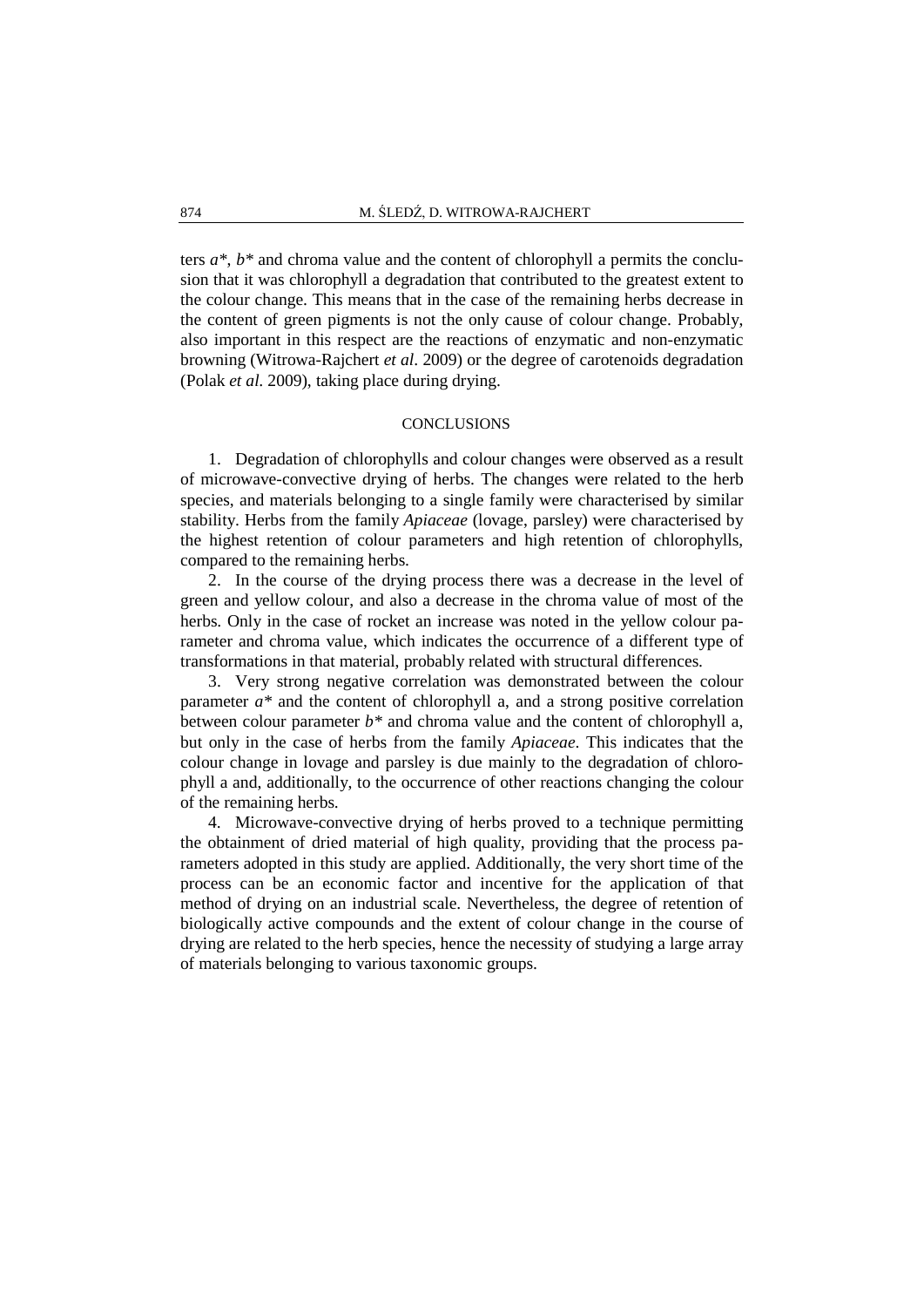ters $a^*$, $b^*$ and chroma value and the content of chlorophyll a permits the conclusion that it was chlorophyll a degradation that contributed to the greatest extent to the colour change. This means that in the case of the remaining herbs decrease in the content of green pigments is not the only cause of colour change. Probably, also important in this respect are the reactions of enzymatic and non-enzymatic browning (Witrowa-Rajchert *et al*. 2009) or the degree of carotenoids degradation (Polak *et al.* 2009), taking place during drying.

## CONCLUSIONS

1. Degradation of chlorophylls and colour changes were observed as a result of microwave-convective drying of herbs. The changes were related to the herb species, and materials belonging to a single family were characterised by similar stability. Herbs from the family *Apiaceae* (lovage, parsley) were characterised by the highest retention of colour parameters and high retention of chlorophylls, compared to the remaining herbs.

2. In the course of the drying process there was a decrease in the level of green and yellow colour, and also a decrease in the chroma value of most of the herbs. Only in the case of rocket an increase was noted in the yellow colour parameter and chroma value, which indicates the occurrence of a different type of transformations in that material, probably related with structural differences.

3. Very strong negative correlation was demonstrated between the colour parameter $a^*$ and the content of chlorophyll a, and a strong positive correlation between colour parameter $b^*$ and chroma value and the content of chlorophyll a, but only in the case of herbs from the family *Apiaceae*. This indicates that the colour change in lovage and parsley is due mainly to the degradation of chlorophyll a and, additionally, to the occurrence of other reactions changing the colour of the remaining herbs.

4. Microwave-convective drying of herbs proved to a technique permitting the obtainment of dried material of high quality, providing that the process parameters adopted in this study are applied. Additionally, the very short time of the process can be an economic factor and incentive for the application of that method of drying on an industrial scale. Nevertheless, the degree of retention of biologically active compounds and the extent of colour change in the course of drying are related to the herb species, hence the necessity of studying a large array of materials belonging to various taxonomic groups.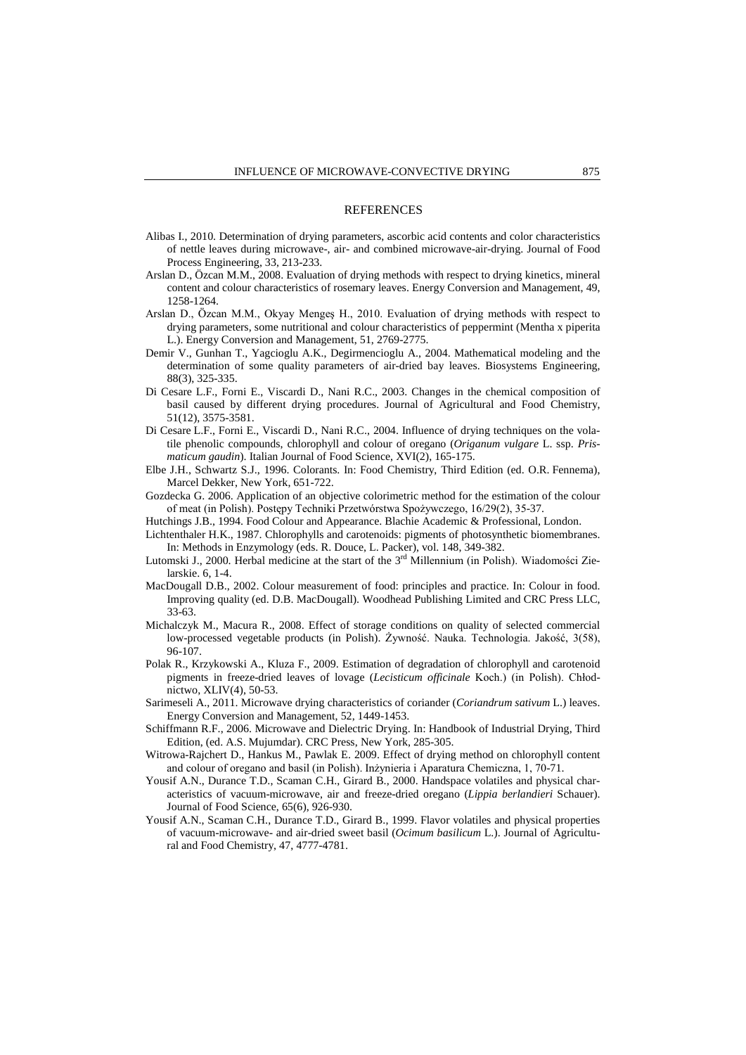## REFERENCES

Alibas I., 2010. Determination of drying parameters, ascorbic acid contents and color characteristics of nettle leaves during microwave-, air- and combined microwave-air-drying. Journal of Food Process Engineering, 33, 213-233.

Arslan D., Özcan M.M., 2008. Evaluation of drying methods with respect to drying kinetics, mineral content and colour characteristics of rosemary leaves. Energy Conversion and Management, 49, 1258-1264.

Arslan D., Özcan M.M., Okyay Mengeş H., 2010. Evaluation of drying methods with respect to drying parameters, some nutritional and colour characteristics of peppermint (Mentha x piperita L.). Energy Conversion and Management, 51, 2769-2775.

Demir V., Gunhan T., Yagcioglu A.K., Degirmencioglu A., 2004. Mathematical modeling and the determination of some quality parameters of air-dried bay leaves. Biosystems Engineering, 88(3), 325-335.

Di Cesare L.F., Forni E., Viscardi D., Nani R.C., 2003. Changes in the chemical composition of basil caused by different drying procedures. Journal of Agricultural and Food Chemistry, 51(12), 3575-3581.

Di Cesare L.F., Forni E., Viscardi D., Nani R.C., 2004. Influence of drying techniques on the volatile phenolic compounds, chlorophyll and colour of oregano (*Origanum vulgare* L. ssp. *Prismaticum gaudin*). Italian Journal of Food Science, XVI(2), 165-175.

Elbe J.H., Schwartz S.J., 1996. Colorants. In: Food Chemistry, Third Edition (ed. O.R. Fennema), Marcel Dekker, New York, 651-722.

Gozdecka G. 2006. Application of an objective colorimetric method for the estimation of the colour of meat (in Polish). Postępy Techniki Przetwórstwa Spożywczego, 16/29(2), 35-37.

Hutchings J.B., 1994. Food Colour and Appearance. Blachie Academic & Professional, London.

Lichtenthaler H.K., 1987. Chlorophylls and carotenoids: pigments of photosynthetic biomembranes. In: Methods in Enzymology (eds. R. Douce, L. Packer), vol. 148, 349-382.

Lutomski J., 2000. Herbal medicine at the start of the 3rd Millennium (in Polish). Wiadomości Zielarskie. 6, 1-4.

MacDougall D.B., 2002. Colour measurement of food: principles and practice. In: Colour in food. Improving quality (ed. D.B. MacDougall). Woodhead Publishing Limited and CRC Press LLC, 33-63.

Michalczyk M., Macura R., 2008. Effect of storage conditions on quality of selected commercial low-processed vegetable products (in Polish). Żywność. Nauka. Technologia. Jakość, 3(58), 96-107.

Polak R., Krzykowski A., Kluza F., 2009. Estimation of degradation of chlorophyll and carotenoid pigments in freeze-dried leaves of lovage (*Lecisticum officinale* Koch.) (in Polish). Chłodnictwo, XLIV(4), 50-53.

Sarimeseli A., 2011. Microwave drying characteristics of coriander (*Coriandrum sativum* L.) leaves. Energy Conversion and Management, 52, 1449-1453.

Schiffmann R.F., 2006. Microwave and Dielectric Drying. In: Handbook of Industrial Drying, Third Edition, (ed. A.S. Mujumdar). CRC Press, New York, 285-305.

Witrowa-Rajchert D., Hankus M., Pawlak E. 2009. Effect of drying method on chlorophyll content and colour of oregano and basil (in Polish). Inżynieria i Aparatura Chemiczna, 1, 70-71.

Yousif A.N., Durance T.D., Scaman C.H., Girard B., 2000. Handspace volatiles and physical characteristics of vacuum-microwave, air and freeze-dried oregano (*Lippia berlandieri* Schauer). Journal of Food Science, 65(6), 926-930.

Yousif A.N., Scaman C.H., Durance T.D., Girard B., 1999. Flavor volatiles and physical properties of vacuum-microwave- and air-dried sweet basil (*Ocimum basilicum* L.). Journal of Agricultural and Food Chemistry, 47, 4777-4781.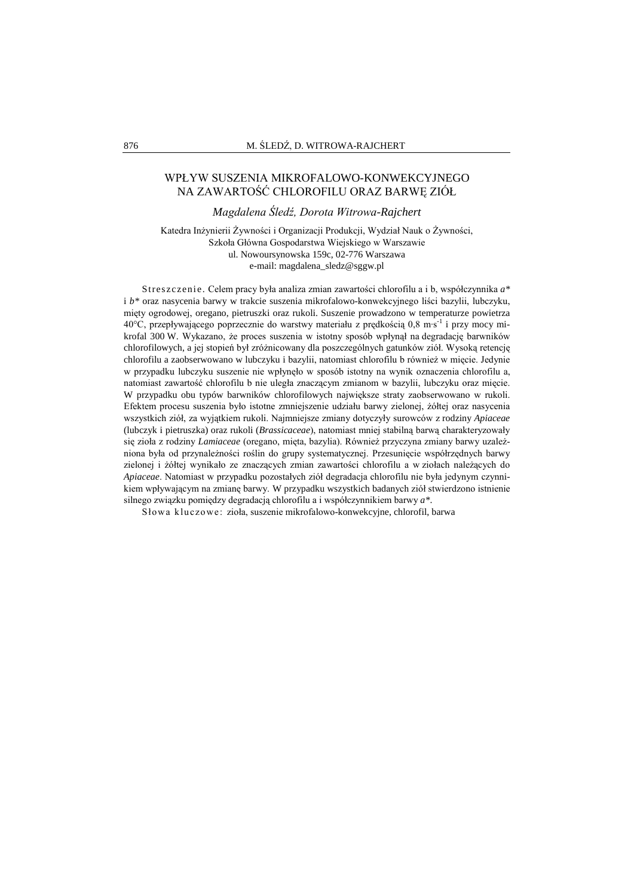# WPŁYW SUSZENIA MIKROFALOWO-KONWEKCYJNEGO NA ZAWARTOŚĆ CHLOROFILU ORAZ BARWĘ ZIÓŁ

*Magdalena Śledź, Dorota Witrowa-Rajchert*

Katedra Inżynierii Żywności i Organizacji Produkcji, Wydział Nauk o Żywności,
Szkoła Główna Gospodarstwa Wiejskiego w Warszawie
ul. Nowoursynowska 159c, 02-776 Warszawa
e-mail: magdalena_sledz@sggw.pl

Streszczenie. Celem pracy była analiza zmian zawartości chlorofilu a i b, współczynnika *a\** i *b\** oraz nasycenia barwy w trakcie suszenia mikrofalowo-konwekcyjnego liści bazylii, lubczyku, mięty ogrodowej, oregano, pietruszki oraz rukoli. Suszenie prowadzono w temperaturze powietrza 40°C, przepływającego poprzecznie do warstwy materiału z prędkością 0,8 $m \cdot s^{-1}$ i przy mocy mikrofal 300 W. Wykazano, że proces suszenia w istotny sposób wpłynął na degradację barwników chlorofilowych, a jej stopień był zróżnicowany dla poszczególnych gatunków ziół. Wysoką retencję chlorofilu a zaobserwowano w lubczyku i bazylii, natomiast chlorofilu b również w mięcie. Jedynie w przypadku lubczyku suszenie nie wpłynęło w sposób istotny na wynik oznaczenia chlorofilu a, natomiast zawartość chlorofilu b nie uległa znaczącym zmianom w bazylii, lubczyku oraz mięcie. W przypadku obu typów barwników chlorofilowych największe straty zaobserwowano w rukoli. Efektem procesu suszenia było istotne zmniejszenie udziału barwy zielonej, żółtej oraz nasycenia wszystkich ziół, za wyjątkiem rukoli. Najmniejsze zmiany dotyczyły surowców z rodziny *Apiaceae* (lubczyk i pietruszka) oraz rukoli (*Brassicaceae*), natomiast mniej stabilną barwą charakteryzowały się zioła z rodziny *Lamiaceae* (oregano, mięta, bazylia). Również przyczyna zmiany barwy uzależniona była od przynależności roślin do grupy systematycznej. Przesunięcie współrzędnych barwy zielonej i żółtej wynikało ze znaczących zmian zawartości chlorofilu a w ziołach należących do *Apiaceae*. Natomiast w przypadku pozostałych ziół degradacja chlorofilu nie była jedynym czynnikiem wpływającym na zmianę barwy. W przypadku wszystkich badanych ziół stwierdzono istnienie silnego związku pomiędzy degradacją chlorofilu a i współczynnikiem barwy *a\**.

Słowa kluczowe: zioła, suszenie mikrofalowo-konwekcyjne, chlorofil, barwa